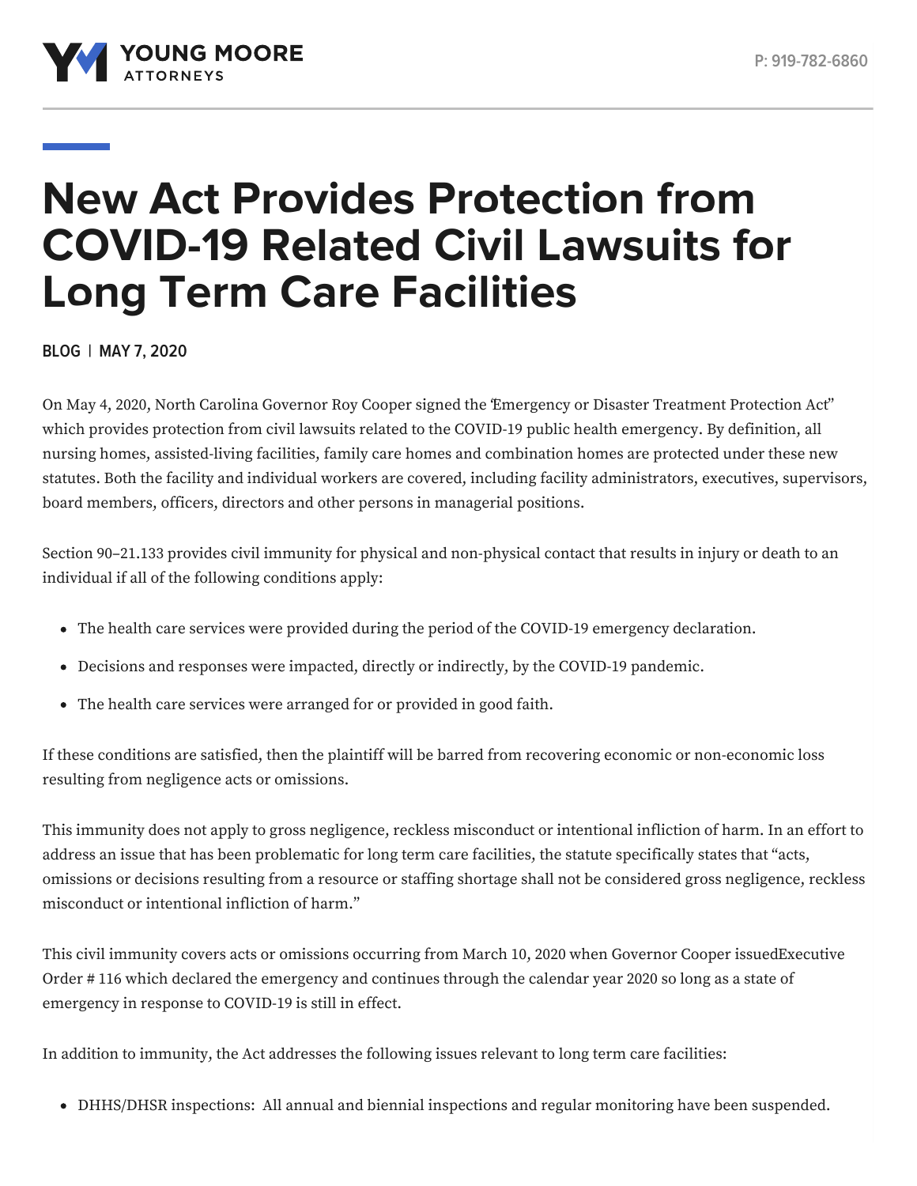# New Act Provides Protection from COVID-19 Related Civil Lawsuits for Long Term Care Facilities

**BLOG | MAY 7, 2020**

On May 4, 2020, North Carolina Governor Roy Cooper signed the "Emergency or Disaster Treatment Protection Act" which provides protection from civil lawsuits related to the COVID-19 public health emergency. By definition, all nursing homes, assisted-living facilities, family care homes and combination homes are protected under these new statutes. Both the facility and individual workers are covered, including facility administrators, executives, supervisors, board members, officers, directors and other persons in managerial positions.

Section 90–21.133 provides civil immunity for physical and non-physical contact that results in injury or death to an individual if all of the following conditions apply:

- The health care services were provided during the period of the COVID-19 emergency declaration.
- Decisions and responses were impacted, directly or indirectly, by the COVID-19 pandemic.
- The health care services were arranged for or provided in good faith.

If these conditions are satisfied, then the plaintiff will be barred from recovering economic or non-economic loss resulting from negligence acts or omissions.

This immunity does not apply to gross negligence, reckless misconduct or intentional infliction of harm. In an effort to address an issue that has been problematic for long term care facilities, the statute specifically states that "acts, omissions or decisions resulting from a resource or staffing shortage shall not be considered gross negligence, reckless misconduct or intentional infliction of harm."

This civil immunity covers acts or omissions occurring from March 10, 2020 when Governor Cooper issuedExecutive Order # 116 which declared the emergency and continues through the calendar year 2020 so long as a state of emergency in response to COVID-19 is still in effect.

In addition to immunity, the Act addresses the following issues relevant to long term care facilities:

- DHHS/DHSR inspections: All annual and biennial inspections and regular monitoring have been suspended.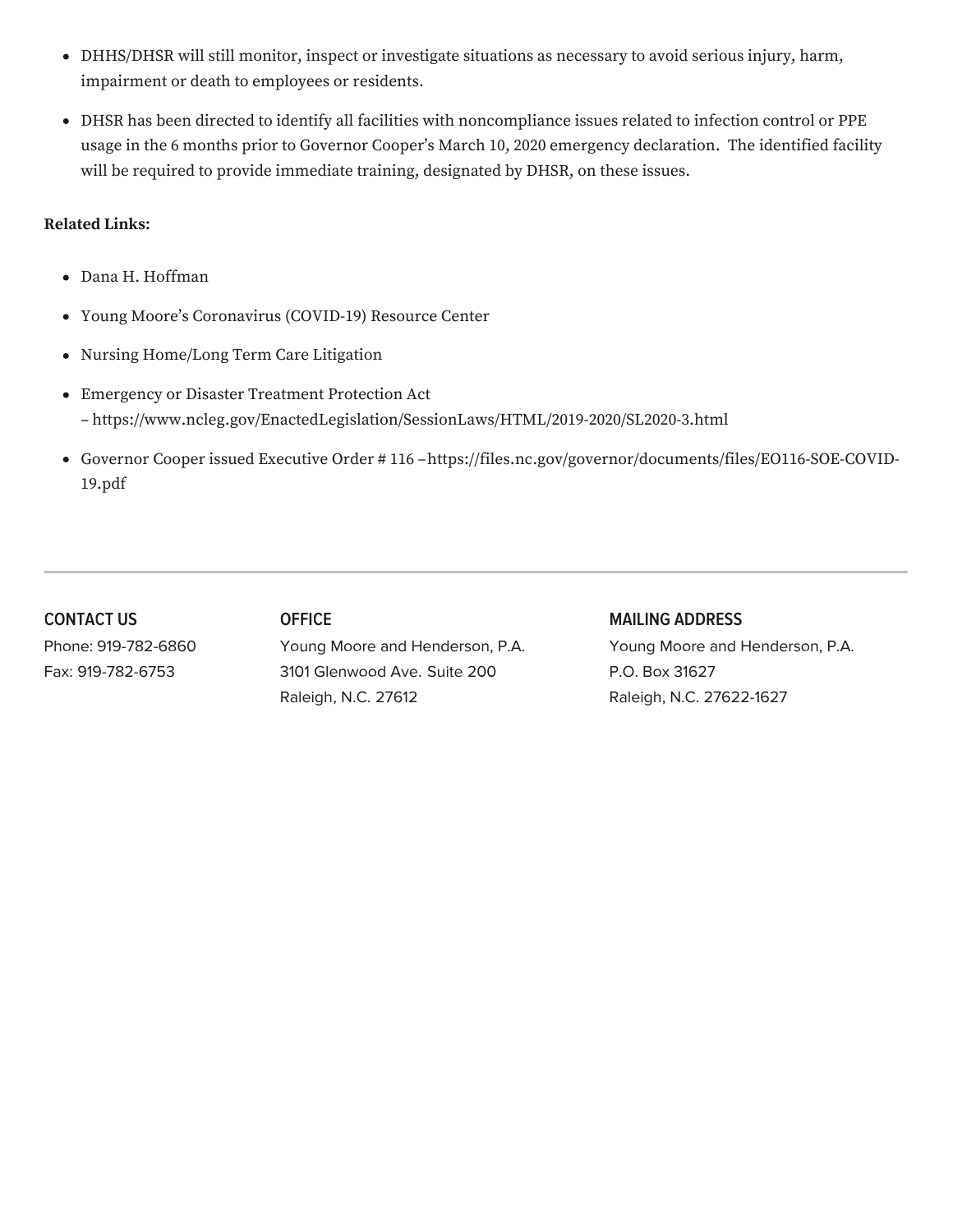- DHHS/DHSR will still monitor, inspect or investigate situations as necessary to avoid serious injury, harm, impairment or death to employees or residents.
- DHSR has been directed to identify all facilities with noncompliance issues related to infection control or PPE usage in the 6 months prior to Governor Cooper's March 10, 2020 emergency declaration. The identified facility will be required to provide immediate training, designated by DHSR, on these issues.

**Related Links:**

- Dana H. Hoffman
- Young Moore's Coronavirus (COVID-19) Resource Center
- Nursing Home/Long Term Care Litigation
- Emergency or Disaster Treatment Protection Act – https://www.ncleg.gov/EnactedLegislation/SessionLaws/HTML/2019-2020/SL2020-3.html
- Governor Cooper issued Executive Order # 116 –https://files.nc.gov/governor/documents/files/EO116-SOE-COVID-19.pdf

---

**CONTACT US**

Phone: 919-782-6860
Fax: 919-782-6753

**OFFICE**

Young Moore and Henderson, P.A.
3101 Glenwood Ave. Suite 200
Raleigh, N.C. 27612

**MAILING ADDRESS**

Young Moore and Henderson, P.A.
P.O. Box 31627
Raleigh, N.C. 27622-1627